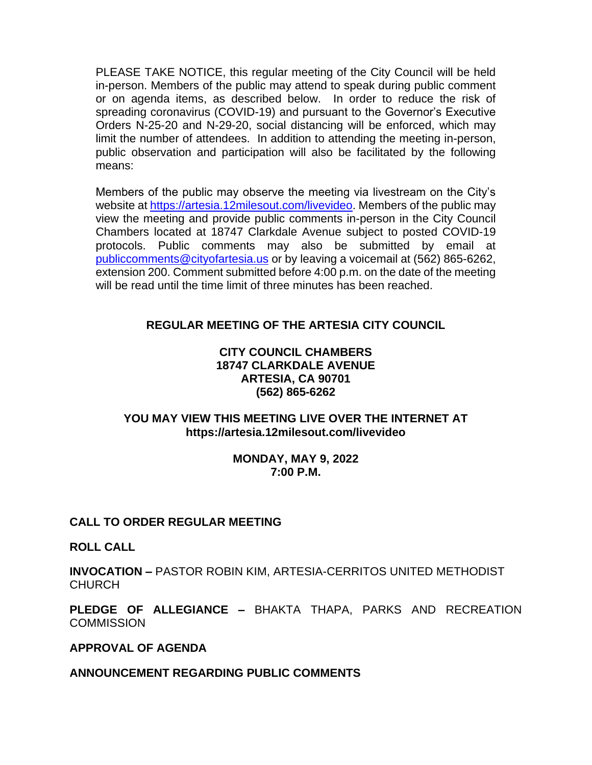PLEASE TAKE NOTICE, this regular meeting of the City Council will be held in-person. Members of the public may attend to speak during public comment or on agenda items, as described below. In order to reduce the risk of spreading coronavirus (COVID-19) and pursuant to the Governor's Executive Orders N-25-20 and N-29-20, social distancing will be enforced, which may limit the number of attendees. In addition to attending the meeting in-person, public observation and participation will also be facilitated by the following means:

Members of the public may observe the meeting via livestream on the City's website at https://artesia.12milesout.com/livevideo. Members of the public may view the meeting and provide public comments in-person in the City Council Chambers located at 18747 Clarkdale Avenue subject to posted COVID-19 protocols. Public comments may also be submitted by email at publiccomments@cityofartesia.us or by leaving a voicemail at (562) 865-6262, extension 200. Comment submitted before 4:00 p.m. on the date of the meeting will be read until the time limit of three minutes has been reached.

**REGULAR MEETING OF THE ARTESIA CITY COUNCIL**

**CITY COUNCIL CHAMBERS**
**18747 CLARKDALE AVENUE**
**ARTESIA, CA 90701**
**(562) 865-6262**

**YOU MAY VIEW THIS MEETING LIVE OVER THE INTERNET AT**
**https://artesia.12milesout.com/livevideo**

**MONDAY, MAY 9, 2022**
**7:00 P.M.**

**CALL TO ORDER REGULAR MEETING**

**ROLL CALL**

**INVOCATION –** PASTOR ROBIN KIM, ARTESIA-CERRITOS UNITED METHODIST CHURCH

**PLEDGE OF ALLEGIANCE –** BHAKTA THAPA, PARKS AND RECREATION COMMISSION

**APPROVAL OF AGENDA**

**ANNOUNCEMENT REGARDING PUBLIC COMMENTS**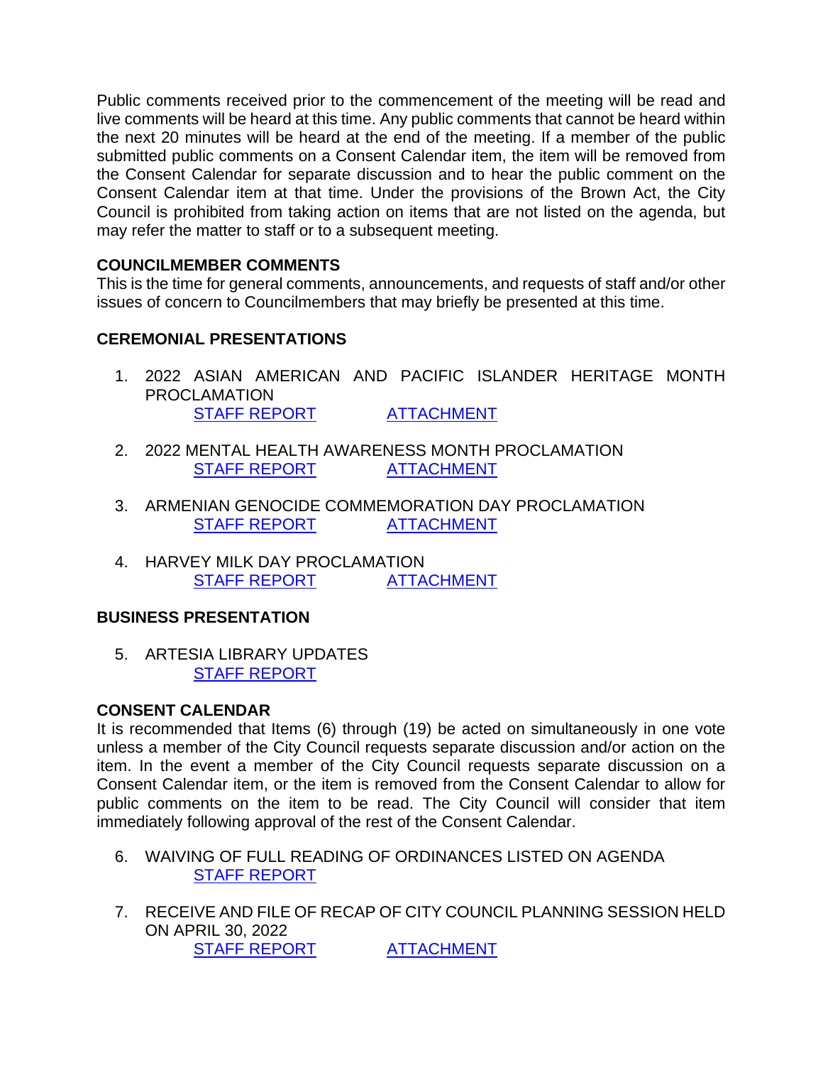Public comments received prior to the commencement of the meeting will be read and live comments will be heard at this time. Any public comments that cannot be heard within the next 20 minutes will be heard at the end of the meeting. If a member of the public submitted public comments on a Consent Calendar item, the item will be removed from the Consent Calendar for separate discussion and to hear the public comment on the Consent Calendar item at that time. Under the provisions of the Brown Act, the City Council is prohibited from taking action on items that are not listed on the agenda, but may refer the matter to staff or to a subsequent meeting.

**COUNCILMEMBER COMMENTS**

This is the time for general comments, announcements, and requests of staff and/or other issues of concern to Councilmembers that may briefly be presented at this time.

**CEREMONIAL PRESENTATIONS**

1. 2022 ASIAN AMERICAN AND PACIFIC ISLANDER HERITAGE MONTH PROCLAMATION
   STAFF REPORT ATTACHMENT

2. 2022 MENTAL HEALTH AWARENESS MONTH PROCLAMATION
   STAFF REPORT ATTACHMENT

3. ARMENIAN GENOCIDE COMMEMORATION DAY PROCLAMATION
   STAFF REPORT ATTACHMENT

4. HARVEY MILK DAY PROCLAMATION
   STAFF REPORT ATTACHMENT

**BUSINESS PRESENTATION**

5. ARTESIA LIBRARY UPDATES
   STAFF REPORT

**CONSENT CALENDAR**

It is recommended that Items (6) through (19) be acted on simultaneously in one vote unless a member of the City Council requests separate discussion and/or action on the item. In the event a member of the City Council requests separate discussion on a Consent Calendar item, or the item is removed from the Consent Calendar to allow for public comments on the item to be read. The City Council will consider that item immediately following approval of the rest of the Consent Calendar.

6. WAIVING OF FULL READING OF ORDINANCES LISTED ON AGENDA
   STAFF REPORT

7. RECEIVE AND FILE OF RECAP OF CITY COUNCIL PLANNING SESSION HELD ON APRIL 30, 2022
   STAFF REPORT ATTACHMENT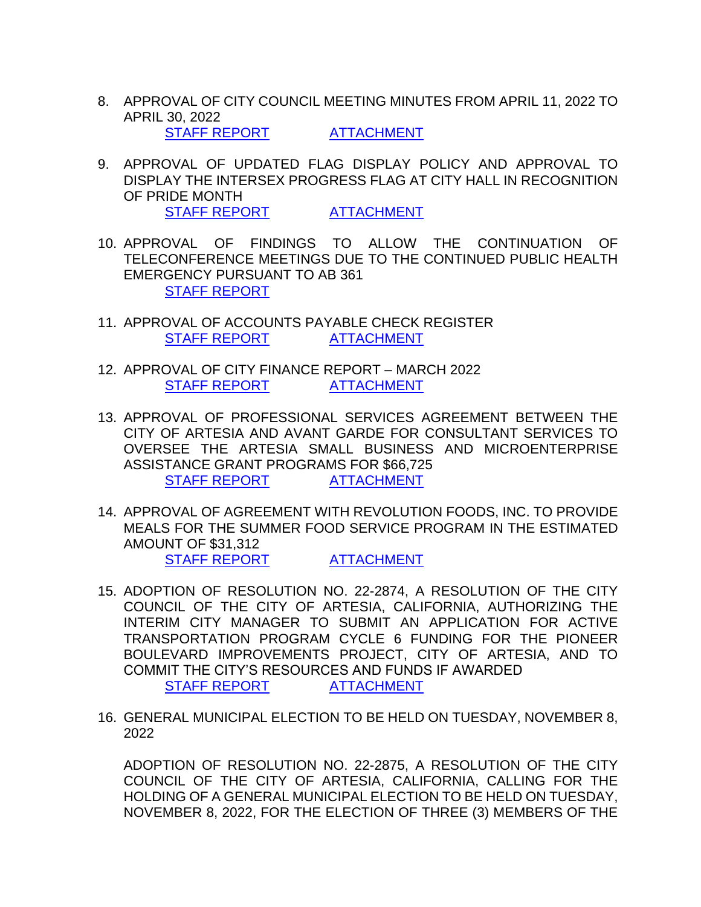8. APPROVAL OF CITY COUNCIL MEETING MINUTES FROM APRIL 11, 2022 TO APRIL 30, 2022

   STAFF REPORT ATTACHMENT

9. APPROVAL OF UPDATED FLAG DISPLAY POLICY AND APPROVAL TO DISPLAY THE INTERSEX PROGRESS FLAG AT CITY HALL IN RECOGNITION OF PRIDE MONTH

   STAFF REPORT ATTACHMENT

10. APPROVAL OF FINDINGS TO ALLOW THE CONTINUATION OF TELECONFERENCE MEETINGS DUE TO THE CONTINUED PUBLIC HEALTH EMERGENCY PURSUANT TO AB 361

    STAFF REPORT

11. APPROVAL OF ACCOUNTS PAYABLE CHECK REGISTER

    STAFF REPORT ATTACHMENT

12. APPROVAL OF CITY FINANCE REPORT – MARCH 2022

    STAFF REPORT ATTACHMENT

13. APPROVAL OF PROFESSIONAL SERVICES AGREEMENT BETWEEN THE CITY OF ARTESIA AND AVANT GARDE FOR CONSULTANT SERVICES TO OVERSEE THE ARTESIA SMALL BUSINESS AND MICROENTERPRISE ASSISTANCE GRANT PROGRAMS FOR $66,725

    STAFF REPORT ATTACHMENT

14. APPROVAL OF AGREEMENT WITH REVOLUTION FOODS, INC. TO PROVIDE MEALS FOR THE SUMMER FOOD SERVICE PROGRAM IN THE ESTIMATED AMOUNT OF $31,312

    STAFF REPORT ATTACHMENT

15. ADOPTION OF RESOLUTION NO. 22-2874, A RESOLUTION OF THE CITY COUNCIL OF THE CITY OF ARTESIA, CALIFORNIA, AUTHORIZING THE INTERIM CITY MANAGER TO SUBMIT AN APPLICATION FOR ACTIVE TRANSPORTATION PROGRAM CYCLE 6 FUNDING FOR THE PIONEER BOULEVARD IMPROVEMENTS PROJECT, CITY OF ARTESIA, AND TO COMMIT THE CITY'S RESOURCES AND FUNDS IF AWARDED

    STAFF REPORT ATTACHMENT

16. GENERAL MUNICIPAL ELECTION TO BE HELD ON TUESDAY, NOVEMBER 8, 2022

    ADOPTION OF RESOLUTION NO. 22-2875, A RESOLUTION OF THE CITY COUNCIL OF THE CITY OF ARTESIA, CALIFORNIA, CALLING FOR THE HOLDING OF A GENERAL MUNICIPAL ELECTION TO BE HELD ON TUESDAY, NOVEMBER 8, 2022, FOR THE ELECTION OF THREE (3) MEMBERS OF THE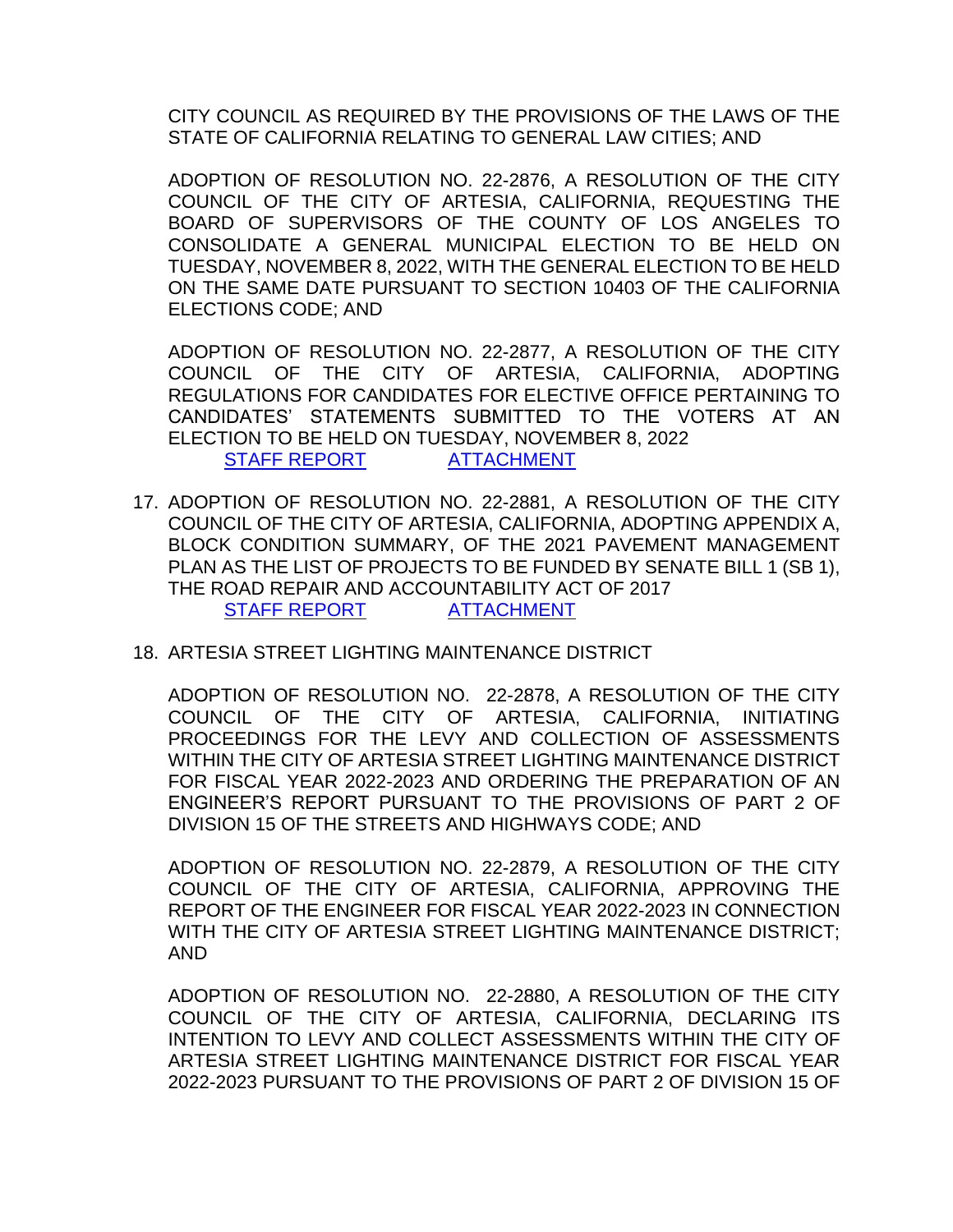CITY COUNCIL AS REQUIRED BY THE PROVISIONS OF THE LAWS OF THE STATE OF CALIFORNIA RELATING TO GENERAL LAW CITIES; AND

ADOPTION OF RESOLUTION NO. 22-2876, A RESOLUTION OF THE CITY COUNCIL OF THE CITY OF ARTESIA, CALIFORNIA, REQUESTING THE BOARD OF SUPERVISORS OF THE COUNTY OF LOS ANGELES TO CONSOLIDATE A GENERAL MUNICIPAL ELECTION TO BE HELD ON TUESDAY, NOVEMBER 8, 2022, WITH THE GENERAL ELECTION TO BE HELD ON THE SAME DATE PURSUANT TO SECTION 10403 OF THE CALIFORNIA ELECTIONS CODE; AND

ADOPTION OF RESOLUTION NO. 22-2877, A RESOLUTION OF THE CITY COUNCIL OF THE CITY OF ARTESIA, CALIFORNIA, ADOPTING REGULATIONS FOR CANDIDATES FOR ELECTIVE OFFICE PERTAINING TO CANDIDATES' STATEMENTS SUBMITTED TO THE VOTERS AT AN ELECTION TO BE HELD ON TUESDAY, NOVEMBER 8, 2022

STAFF REPORT ATTACHMENT

17. ADOPTION OF RESOLUTION NO. 22-2881, A RESOLUTION OF THE CITY COUNCIL OF THE CITY OF ARTESIA, CALIFORNIA, ADOPTING APPENDIX A, BLOCK CONDITION SUMMARY, OF THE 2021 PAVEMENT MANAGEMENT PLAN AS THE LIST OF PROJECTS TO BE FUNDED BY SENATE BILL 1 (SB 1), THE ROAD REPAIR AND ACCOUNTABILITY ACT OF 2017

    STAFF REPORT ATTACHMENT

18. ARTESIA STREET LIGHTING MAINTENANCE DISTRICT

    ADOPTION OF RESOLUTION NO. 22-2878, A RESOLUTION OF THE CITY COUNCIL OF THE CITY OF ARTESIA, CALIFORNIA, INITIATING PROCEEDINGS FOR THE LEVY AND COLLECTION OF ASSESSMENTS WITHIN THE CITY OF ARTESIA STREET LIGHTING MAINTENANCE DISTRICT FOR FISCAL YEAR 2022-2023 AND ORDERING THE PREPARATION OF AN ENGINEER'S REPORT PURSUANT TO THE PROVISIONS OF PART 2 OF DIVISION 15 OF THE STREETS AND HIGHWAYS CODE; AND

    ADOPTION OF RESOLUTION NO. 22-2879, A RESOLUTION OF THE CITY COUNCIL OF THE CITY OF ARTESIA, CALIFORNIA, APPROVING THE REPORT OF THE ENGINEER FOR FISCAL YEAR 2022-2023 IN CONNECTION WITH THE CITY OF ARTESIA STREET LIGHTING MAINTENANCE DISTRICT; AND

    ADOPTION OF RESOLUTION NO. 22-2880, A RESOLUTION OF THE CITY COUNCIL OF THE CITY OF ARTESIA, CALIFORNIA, DECLARING ITS INTENTION TO LEVY AND COLLECT ASSESSMENTS WITHIN THE CITY OF ARTESIA STREET LIGHTING MAINTENANCE DISTRICT FOR FISCAL YEAR 2022-2023 PURSUANT TO THE PROVISIONS OF PART 2 OF DIVISION 15 OF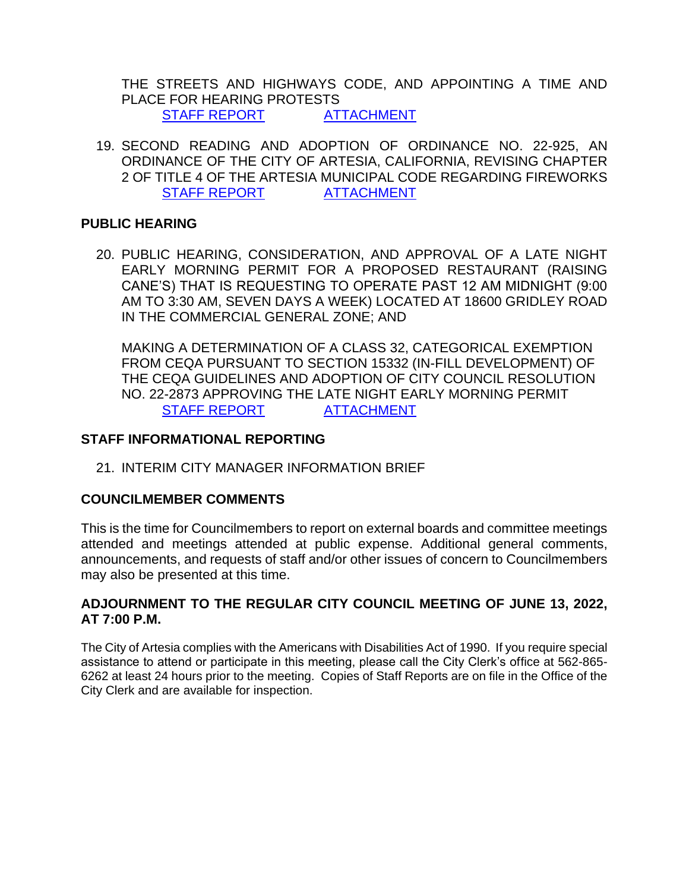THE STREETS AND HIGHWAYS CODE, AND APPOINTING A TIME AND PLACE FOR HEARING PROTESTS
[STAFF REPORT] [ATTACHMENT]

19. SECOND READING AND ADOPTION OF ORDINANCE NO. 22-925, AN ORDINANCE OF THE CITY OF ARTESIA, CALIFORNIA, REVISING CHAPTER 2 OF TITLE 4 OF THE ARTESIA MUNICIPAL CODE REGARDING FIREWORKS
[STAFF REPORT] [ATTACHMENT]

**PUBLIC HEARING**

20. PUBLIC HEARING, CONSIDERATION, AND APPROVAL OF A LATE NIGHT EARLY MORNING PERMIT FOR A PROPOSED RESTAURANT (RAISING CANE'S) THAT IS REQUESTING TO OPERATE PAST 12 AM MIDNIGHT (9:00 AM TO 3:30 AM, SEVEN DAYS A WEEK) LOCATED AT 18600 GRIDLEY ROAD IN THE COMMERCIAL GENERAL ZONE; AND

    MAKING A DETERMINATION OF A CLASS 32, CATEGORICAL EXEMPTION FROM CEQA PURSUANT TO SECTION 15332 (IN-FILL DEVELOPMENT) OF THE CEQA GUIDELINES AND ADOPTION OF CITY COUNCIL RESOLUTION NO. 22-2873 APPROVING THE LATE NIGHT EARLY MORNING PERMIT
    [STAFF REPORT] [ATTACHMENT]

**STAFF INFORMATIONAL REPORTING**

21. INTERIM CITY MANAGER INFORMATION BRIEF

**COUNCILMEMBER COMMENTS**

This is the time for Councilmembers to report on external boards and committee meetings attended and meetings attended at public expense. Additional general comments, announcements, and requests of staff and/or other issues of concern to Councilmembers may also be presented at this time.

**ADJOURNMENT TO THE REGULAR CITY COUNCIL MEETING OF JUNE 13, 2022, AT 7:00 P.M.**

The City of Artesia complies with the Americans with Disabilities Act of 1990. If you require special assistance to attend or participate in this meeting, please call the City Clerk's office at 562-865-6262 at least 24 hours prior to the meeting. Copies of Staff Reports are on file in the Office of the City Clerk and are available for inspection.